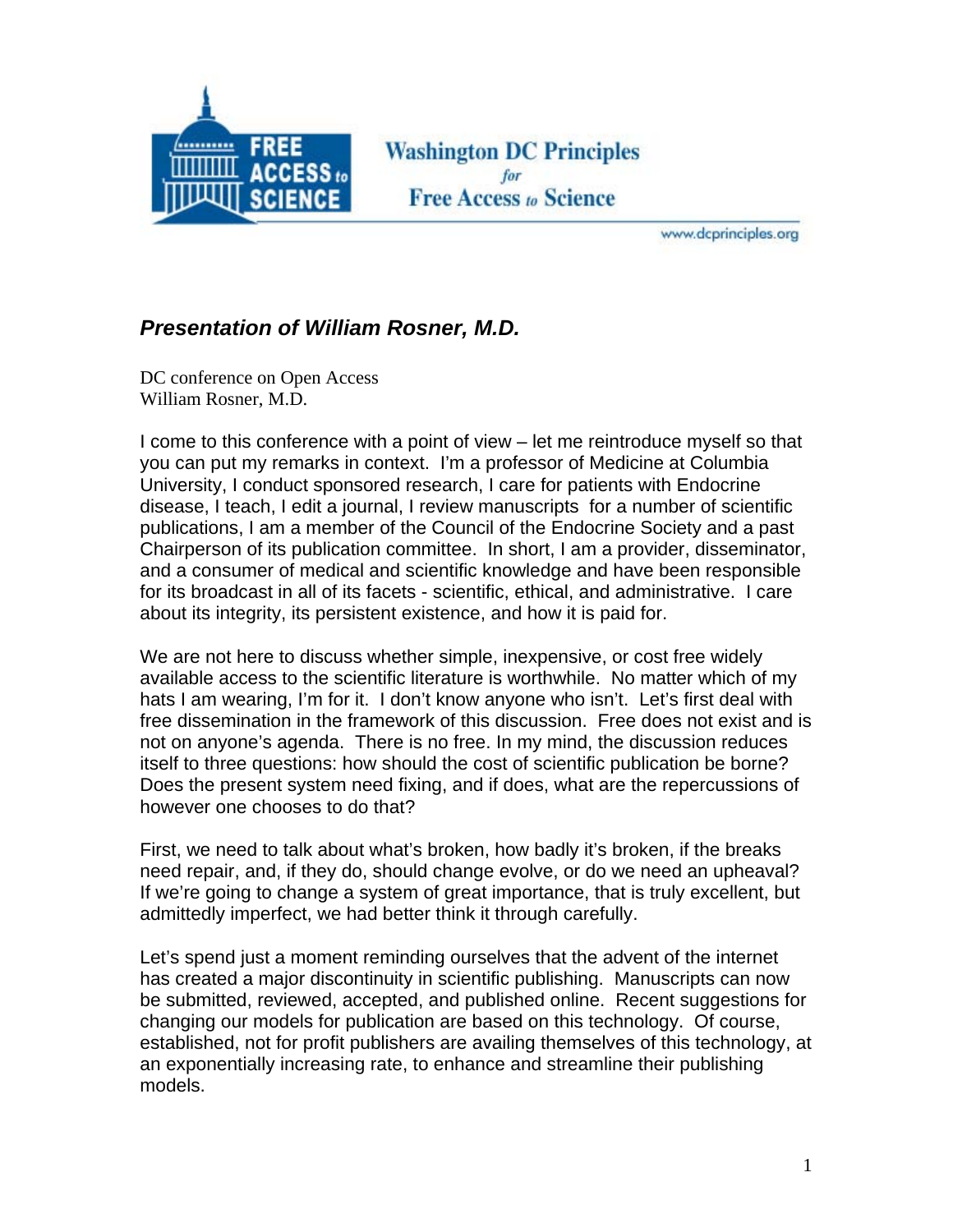Washington DC Principles for Free Access to Science

www.dcprinciples.org

## *Presentation of William Rosner, M.D.*

DC conference on Open Access
William Rosner, M.D.

I come to this conference with a point of view – let me reintroduce myself so that you can put my remarks in context. I'm a professor of Medicine at Columbia University, I conduct sponsored research, I care for patients with Endocrine disease, I teach, I edit a journal, I review manuscripts for a number of scientific publications, I am a member of the Council of the Endocrine Society and a past Chairperson of its publication committee. In short, I am a provider, disseminator, and a consumer of medical and scientific knowledge and have been responsible for its broadcast in all of its facets - scientific, ethical, and administrative. I care about its integrity, its persistent existence, and how it is paid for.

We are not here to discuss whether simple, inexpensive, or cost free widely available access to the scientific literature is worthwhile. No matter which of my hats I am wearing, I'm for it. I don't know anyone who isn't. Let's first deal with free dissemination in the framework of this discussion. Free does not exist and is not on anyone's agenda. There is no free. In my mind, the discussion reduces itself to three questions: how should the cost of scientific publication be borne? Does the present system need fixing, and if does, what are the repercussions of however one chooses to do that?

First, we need to talk about what's broken, how badly it's broken, if the breaks need repair, and, if they do, should change evolve, or do we need an upheaval? If we're going to change a system of great importance, that is truly excellent, but admittedly imperfect, we had better think it through carefully.

Let's spend just a moment reminding ourselves that the advent of the internet has created a major discontinuity in scientific publishing. Manuscripts can now be submitted, reviewed, accepted, and published online. Recent suggestions for changing our models for publication are based on this technology. Of course, established, not for profit publishers are availing themselves of this technology, at an exponentially increasing rate, to enhance and streamline their publishing models.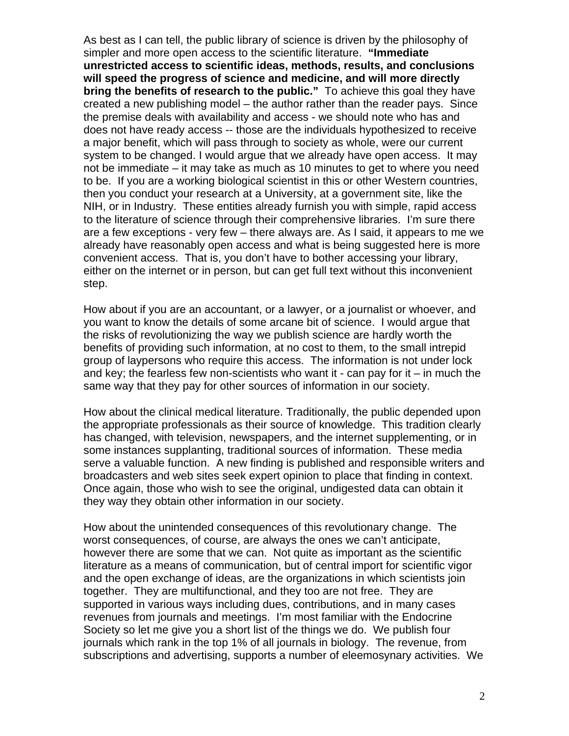As best as I can tell, the public library of science is driven by the philosophy of simpler and more open access to the scientific literature. **"Immediate unrestricted access to scientific ideas, methods, results, and conclusions will speed the progress of science and medicine, and will more directly bring the benefits of research to the public."** To achieve this goal they have created a new publishing model – the author rather than the reader pays. Since the premise deals with availability and access - we should note who has and does not have ready access -- those are the individuals hypothesized to receive a major benefit, which will pass through to society as whole, were our current system to be changed. I would argue that we already have open access. It may not be immediate – it may take as much as 10 minutes to get to where you need to be. If you are a working biological scientist in this or other Western countries, then you conduct your research at a University, at a government site, like the NIH, or in Industry. These entities already furnish you with simple, rapid access to the literature of science through their comprehensive libraries. I'm sure there are a few exceptions - very few – there always are. As I said, it appears to me we already have reasonably open access and what is being suggested here is more convenient access. That is, you don't have to bother accessing your library, either on the internet or in person, but can get full text without this inconvenient step.

How about if you are an accountant, or a lawyer, or a journalist or whoever, and you want to know the details of some arcane bit of science. I would argue that the risks of revolutionizing the way we publish science are hardly worth the benefits of providing such information, at no cost to them, to the small intrepid group of laypersons who require this access. The information is not under lock and key; the fearless few non-scientists who want it - can pay for it – in much the same way that they pay for other sources of information in our society.

How about the clinical medical literature. Traditionally, the public depended upon the appropriate professionals as their source of knowledge. This tradition clearly has changed, with television, newspapers, and the internet supplementing, or in some instances supplanting, traditional sources of information. These media serve a valuable function. A new finding is published and responsible writers and broadcasters and web sites seek expert opinion to place that finding in context. Once again, those who wish to see the original, undigested data can obtain it they way they obtain other information in our society.

How about the unintended consequences of this revolutionary change. The worst consequences, of course, are always the ones we can't anticipate, however there are some that we can. Not quite as important as the scientific literature as a means of communication, but of central import for scientific vigor and the open exchange of ideas, are the organizations in which scientists join together. They are multifunctional, and they too are not free. They are supported in various ways including dues, contributions, and in many cases revenues from journals and meetings. I'm most familiar with the Endocrine Society so let me give you a short list of the things we do. We publish four journals which rank in the top 1% of all journals in biology. The revenue, from subscriptions and advertising, supports a number of eleemosynary activities. We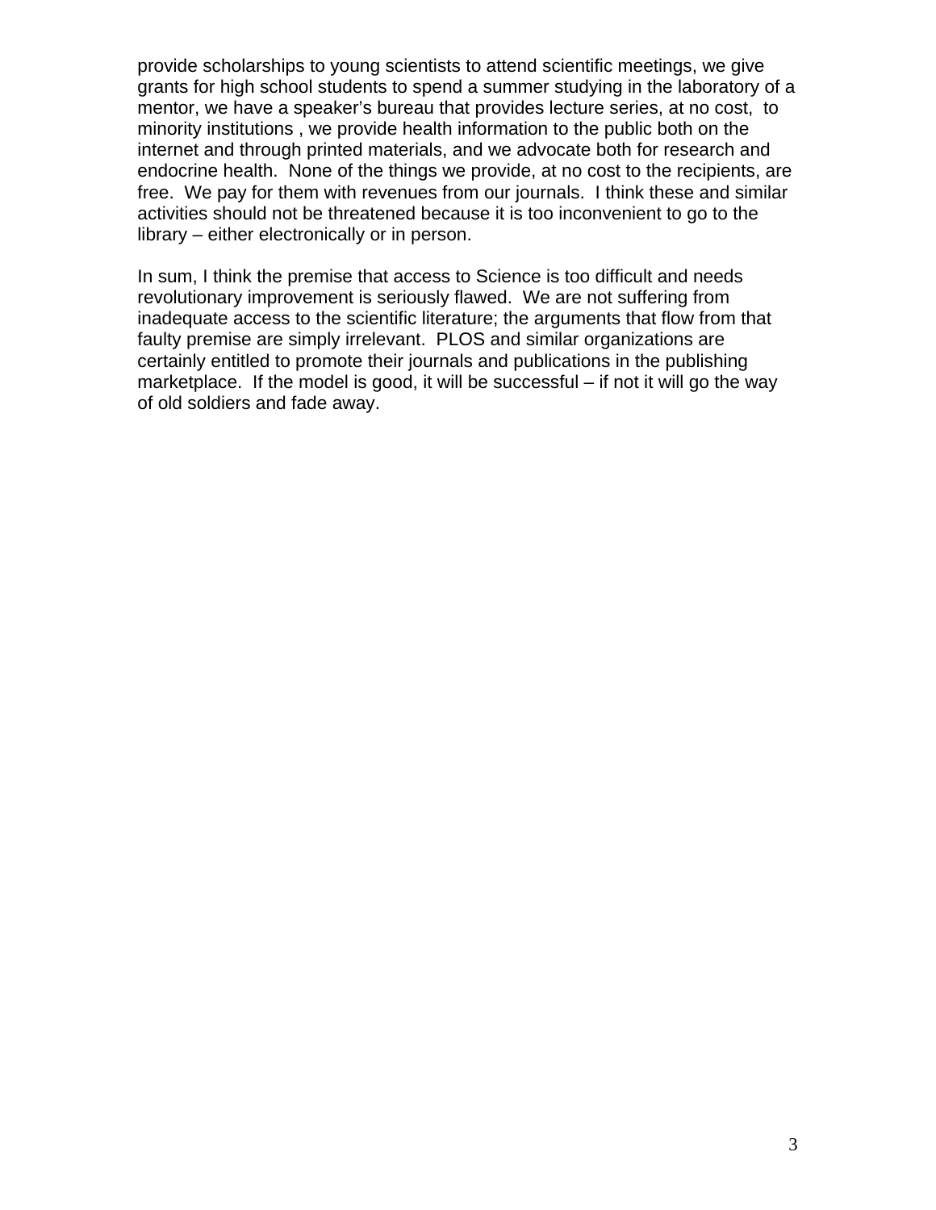provide scholarships to young scientists to attend scientific meetings, we give grants for high school students to spend a summer studying in the laboratory of a mentor, we have a speaker's bureau that provides lecture series, at no cost, to minority institutions , we provide health information to the public both on the internet and through printed materials, and we advocate both for research and endocrine health. None of the things we provide, at no cost to the recipients, are free. We pay for them with revenues from our journals. I think these and similar activities should not be threatened because it is too inconvenient to go to the library – either electronically or in person.

In sum, I think the premise that access to Science is too difficult and needs revolutionary improvement is seriously flawed. We are not suffering from inadequate access to the scientific literature; the arguments that flow from that faulty premise are simply irrelevant. PLOS and similar organizations are certainly entitled to promote their journals and publications in the publishing marketplace. If the model is good, it will be successful – if not it will go the way of old soldiers and fade away.